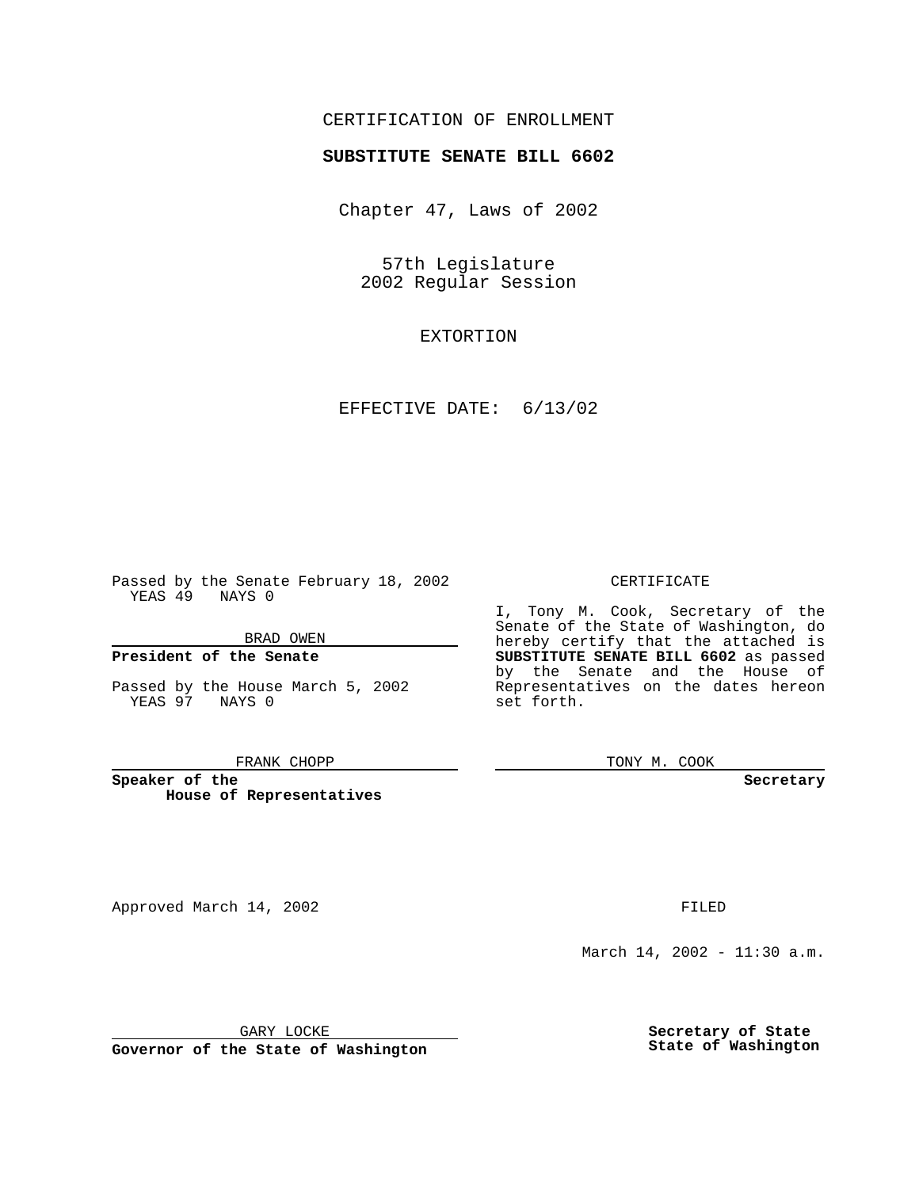CERTIFICATION OF ENROLLMENT

**SUBSTITUTE SENATE BILL 6602**

Chapter 47, Laws of 2002

57th Legislature
2002 Regular Session

EXTORTION

EFFECTIVE DATE: 6/13/02

Passed by the Senate February 18, 2002
YEAS 49 NAYS 0

BRAD OWEN

**President of the Senate**

Passed by the House March 5, 2002
YEAS 97 NAYS 0

FRANK CHOPP

**Speaker of the House of Representatives**

CERTIFICATE

I, Tony M. Cook, Secretary of the Senate of the State of Washington, do hereby certify that the attached is **SUBSTITUTE SENATE BILL 6602** as passed by the Senate and the House of Representatives on the dates hereon set forth.

TONY M. COOK

**Secretary**

Approved March 14, 2002

GARY LOCKE

**Governor of the State of Washington**

FILED

March 14, 2002 - 11:30 a.m.

**Secretary of State**
**State of Washington**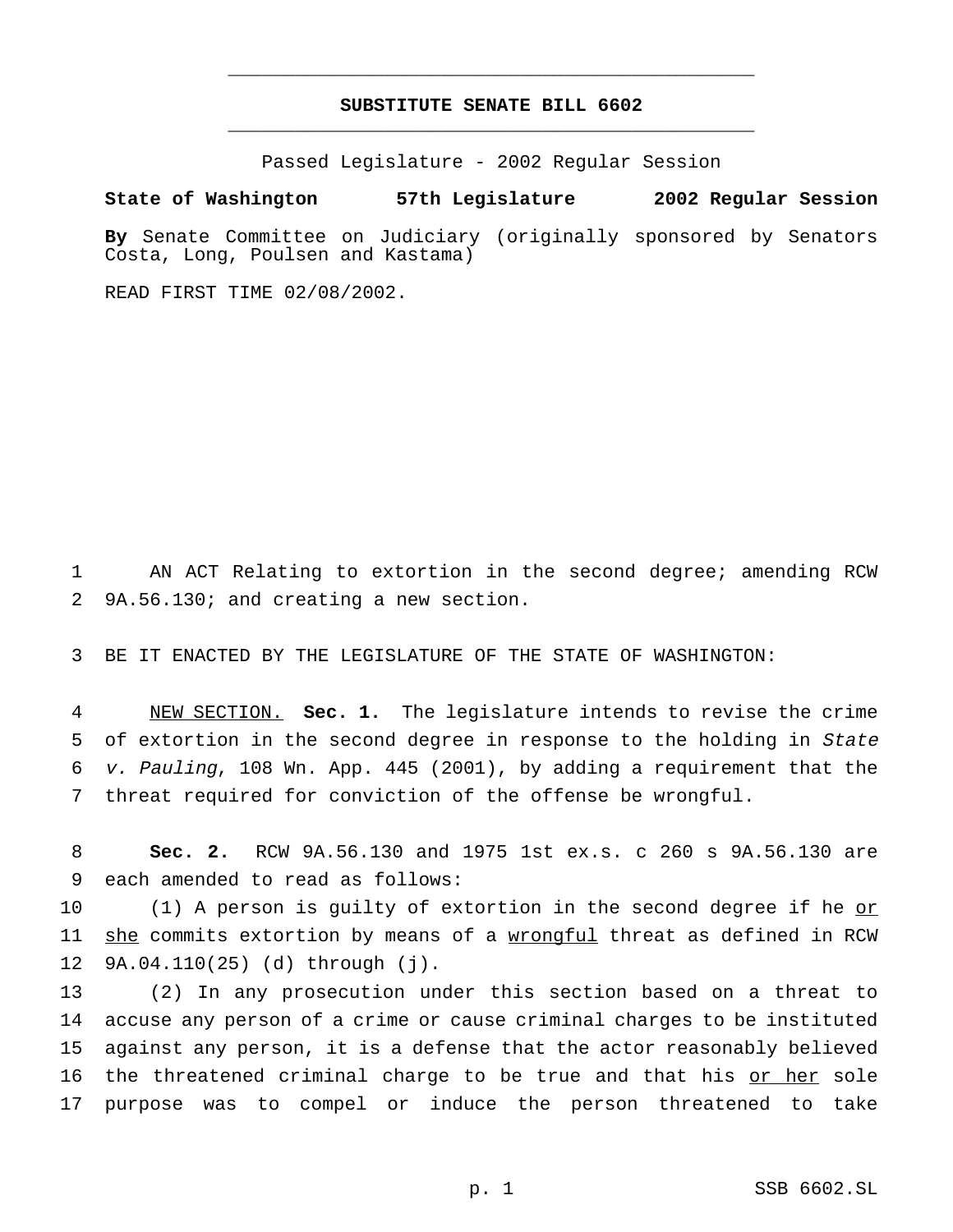# SUBSTITUTE SENATE BILL 6602

Passed Legislature - 2002 Regular Session

**State of Washington 57th Legislature 2002 Regular Session**

**By** Senate Committee on Judiciary (originally sponsored by Senators Costa, Long, Poulsen and Kastama)

READ FIRST TIME 02/08/2002.

AN ACT Relating to extortion in the second degree; amending RCW 9A.56.130; and creating a new section.

BE IT ENACTED BY THE LEGISLATURE OF THE STATE OF WASHINGTON:

NEW SECTION. **Sec. 1.** The legislature intends to revise the crime of extortion in the second degree in response to the holding in *State v. Pauling*, 108 Wn. App. 445 (2001), by adding a requirement that the threat required for conviction of the offense be wrongful.

**Sec. 2.** RCW 9A.56.130 and 1975 1st ex.s. c 260 s 9A.56.130 are each amended to read as follows:

(1) A person is guilty of extortion in the second degree if he or she commits extortion by means of a wrongful threat as defined in RCW 9A.04.110(25) (d) through (j).

(2) In any prosecution under this section based on a threat to accuse any person of a crime or cause criminal charges to be instituted against any person, it is a defense that the actor reasonably believed the threatened criminal charge to be true and that his or her sole purpose was to compel or induce the person threatened to take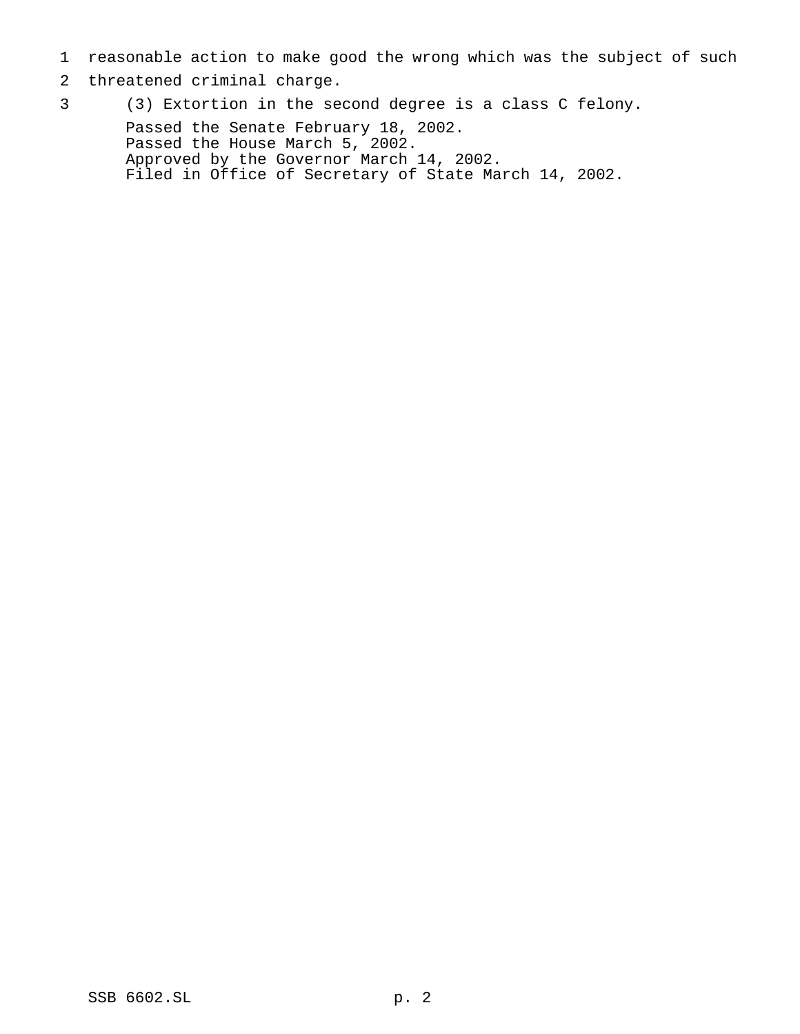reasonable action to make good the wrong which was the subject of such threatened criminal charge.

(3) Extortion in the second degree is a class C felony.

Passed the Senate February 18, 2002.
Passed the House March 5, 2002.
Approved by the Governor March 14, 2002.
Filed in Office of Secretary of State March 14, 2002.